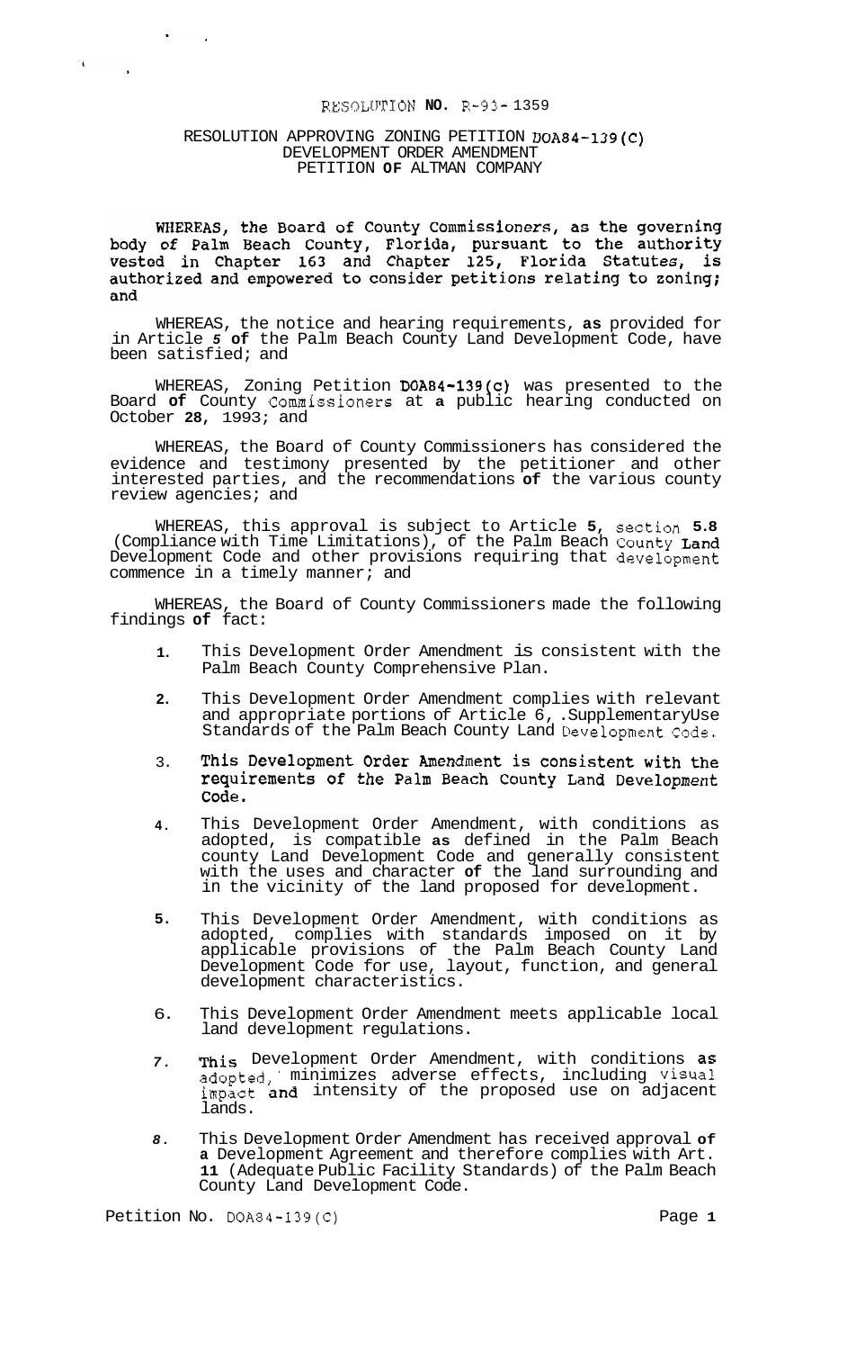# RESOLUTION NO. R-93-1359

## RESOLUTION APPROVING ZONING PETITION DOA84-139(C) DEVELOPMENT ORDER AMENDMENT PETITION OF ALTMAN COMPANY

WHEREAS, the Board of County Commissioners, as the governing body of Palm Beach County, Florida, pursuant to the authority vested in Chapter 163 and Chapter 125, Florida Statutes, is authorized and empowered to consider petitions relating to zoning; and

WHEREAS, the notice and hearing requirements, as provided for in Article 5 of the Palm Beach County Land Development Code, have been satisfied; and

WHEREAS, Zoning Petition DOA84-139(C) was presented to the Board of County Commissioners at a public hearing conducted on October 28, 1993; and

WHEREAS, the Board of County Commissioners has considered the evidence and testimony presented by the petitioner and other interested parties, and the recommendations of the various county review agencies; and

WHEREAS, this approval is subject to Article 5, section 5.8 (Compliance with Time Limitations), of the Palm Beach County Land Development Code and other provisions requiring that development commence in a timely manner; and

WHEREAS, the Board of County Commissioners made the following findings of fact:

1. This Development Order Amendment is consistent with the Palm Beach County Comprehensive Plan.
2. This Development Order Amendment complies with relevant and appropriate portions of Article 6, Supplementary Use Standards of the Palm Beach County Land Development Code.
3. This Development Order Amendment is consistent with the requirements of the Palm Beach County Land Development Code.
4. This Development Order Amendment, with conditions as adopted, is compatible as defined in the Palm Beach county Land Development Code and generally consistent with the uses and character of the land surrounding and in the vicinity of the land proposed for development.
5. This Development Order Amendment, with conditions as adopted, complies with standards imposed on it by applicable provisions of the Palm Beach County Land Development Code for use, layout, function, and general development characteristics.
6. This Development Order Amendment meets applicable local land development regulations.
7. This Development Order Amendment, with conditions as adopted, minimizes adverse effects, including visual impact and intensity of the proposed use on adjacent lands.
8. This Development Order Amendment has received approval of a Development Agreement and therefore complies with Art. 11 (Adequate Public Facility Standards) of the Palm Beach County Land Development Code.

Petition No. DOA84-139(C)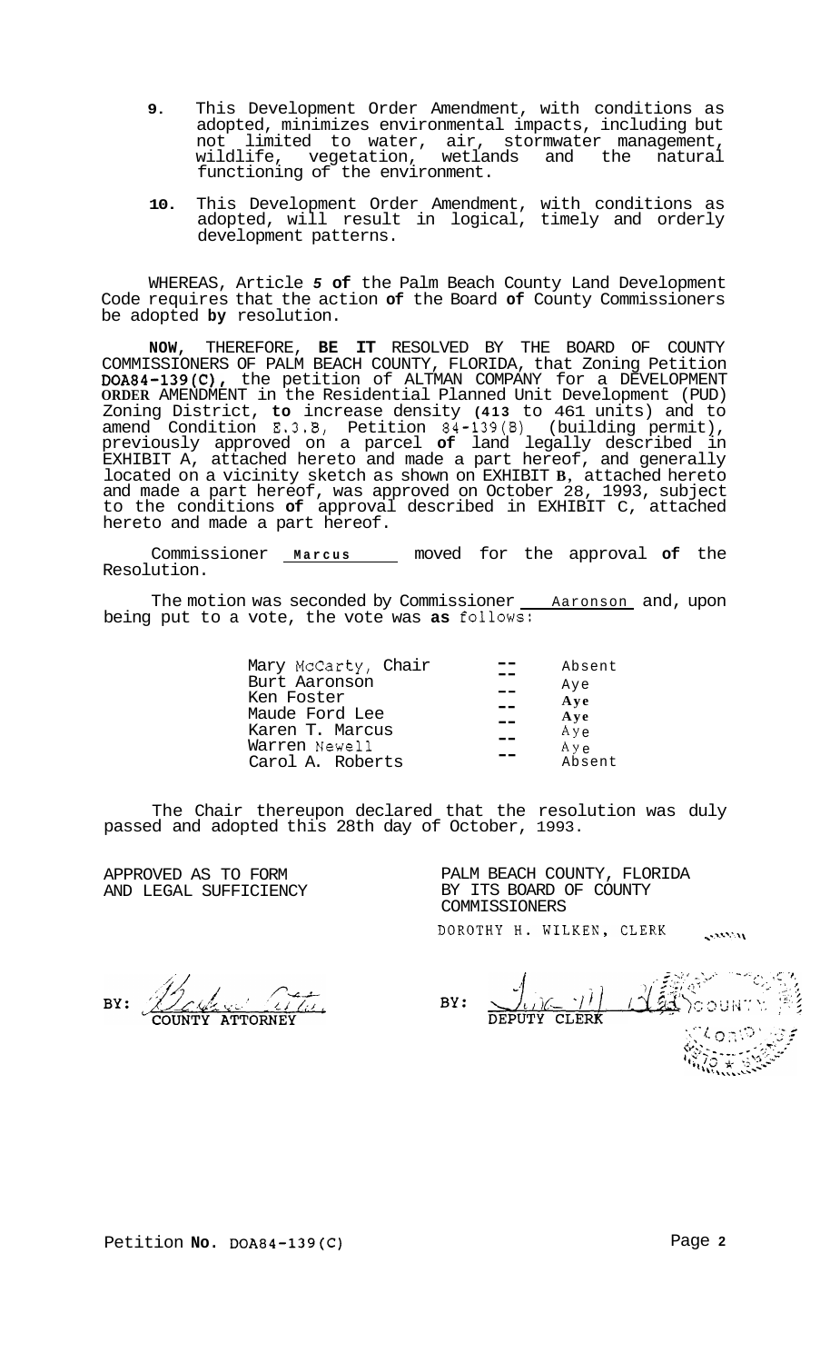9. This Development Order Amendment, with conditions as adopted, minimizes environmental impacts, including but not limited to water, air, stormwater management, wildlife, vegetation, wetlands and the natural functioning of the environment.

10. This Development Order Amendment, with conditions as adopted, will result in logical, timely and orderly development patterns.

WHEREAS, Article 5 of the Palm Beach County Land Development Code requires that the action of the Board of County Commissioners be adopted by resolution.

NOW, THEREFORE, BE IT RESOLVED BY THE BOARD OF COUNTY COMMISSIONERS OF PALM BEACH COUNTY, FLORIDA, that Zoning Petition DOA84-139(C), the petition of ALTMAN COMPANY for a DEVELOPMENT ORDER AMENDMENT in the Residential Planned Unit Development (PUD) Zoning District, to increase density (413 to 461 units) and to amend Condition E.3.B, Petition 84-139(B) (building permit), previously approved on a parcel of land legally described in EXHIBIT A, attached hereto and made a part hereof, and generally located on a vicinity sketch as shown on EXHIBIT B, attached hereto and made a part hereof, was approved on October 28, 1993, subject to the conditions of approval described in EXHIBIT C, attached hereto and made a part hereof.

Commissioner Marcus moved for the approval of the Resolution.

The motion was seconded by Commissioner Aaronson and, upon being put to a vote, the vote was as follows:

| | | |
|---|---|---|
| Mary McCarty, Chair | -- | Absent |
| Burt Aaronson | -- | Aye |
| Ken Foster | -- | Aye |
| Maude Ford Lee | -- | Aye |
| Karen T. Marcus | -- | Aye |
| Warren Newell | -- | Aye |
| Carol A. Roberts | -- | Absent |

The Chair thereupon declared that the resolution was duly passed and adopted this 28th day of October, 1993.

APPROVED AS TO FORM AND LEGAL SUFFICIENCY

BY: COUNTY ATTORNEY

PALM BEACH COUNTY, FLORIDA BY ITS BOARD OF COUNTY COMMISSIONERS

DOROTHY H. WILKEN, CLERK

BY: DEPUTY CLERK

Petition No. DOA84-139(C)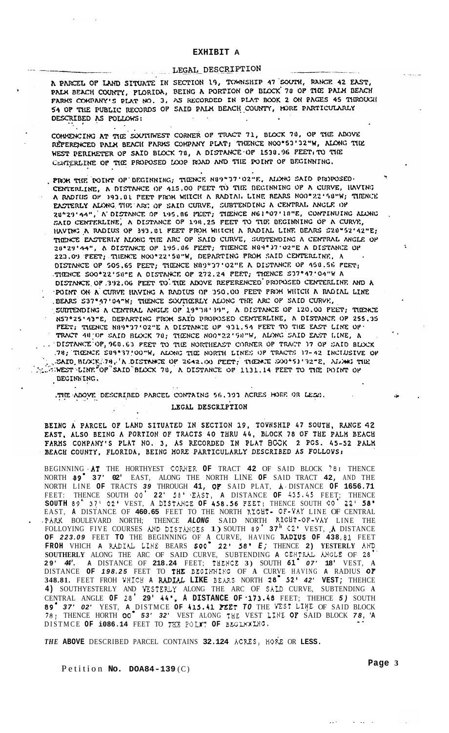# EXHIBIT A

## LEGAL DESCRIPTION

A PARCEL OF LAND SITUATE IN SECTION 19, TOWNSHIP 47 SOUTH, RANGE 42 EAST, PALM BEACH COUNTY, FLORIDA, BEING A PORTION OF BLOCK 78 OF THE PALM BEACH FARMS COMPANY'S PLAT NO. 3, AS RECORDED IN PLAT BOOK 2 ON PAGES 45 THROUGH 54 OF THE PUBLIC RECORDS OF SAID PALM BEACH COUNTY, MORE PARTICULARLY DESCRIBED AS FOLLOWS:

COMMENCING AT THE SOUTHWEST CORNER OF TRACT 71, BLOCK 78, OF THE ABOVE REFERENCED PALM BEACH FARMS COMPANY PLAT; THENCE N00°53'32"W, ALONG THE WEST PERIMETER OF SAID BLOCK 78, A DISTANCE OF 1530.96 FEET, TO THE CENTERLINE OF THE PROPOSED LOOP ROAD AND THE POINT OF BEGINNING.

FROM THE POINT OF BEGINNING; THENCE N89°37'02"E, ALONG SAID PROPOSED CENTERLINE, A DISTANCE OF 415.00 FEET TO THE BEGINNING OF A CURVE, HAVING A RADIUS OF 393.01 FEET FROM WHICH A RADIAL LINE BEARS N00°22'58"W; THENCE EASTERLY ALONG THE ARC OF SAID CURVE, SUBTENDING A CENTRAL ANGLE OF 28°29'44", A DISTANCE OF 195.06 FEET; THENCE N61°07'18"E, CONTINUING ALONG SAID CENTERLINE, A DISTANCE OF 198.25 FEET TO THE BEGINNING OF A CURVE, HAVING A RADIUS OF 393.01 FEET FROM WHICH A RADIAL LINE BEARS S28°52'42"E; THENCE EASTERLY ALONG THE ARC OF SAID CURVE, SUBTENDING A CENTRAL ANGLE OF 28°29'44", A DISTANCE OF 195.06 FEET; THENCE N89°37'02"E A DISTANCE OF 223.09 FEET; THENCE N00°22'58"W, DEPARTING FROM SAID CENTERLINE, A DISTANCE OF 505.65 FEET; THENCE N89°37'02"E A DISTANCE OF 458.56 FEET; THENCE S00°22'58"E A DISTANCE OF 272.24 FEET; THENCE S37°47'04"W A DISTANCE OF 392.06 FEET TO THE ABOVE REFERENCED PROPOSED CENTERLINE AND A POINT ON A CURVE HAVING A RADIUS OF 350.00 FEET FROM WHICH A RADIAL LINE BEARS S37°47'04"W; THENCE SOUTHERLY ALONG THE ARC OF SAID CURVE, SUBTENDING A CENTRAL ANGLE OF 19°38'39", A DISTANCE OF 120.00 FEET; THENCE N57°25'43"E, DEPARTING FROM SAID PROPOSED CENTERLINE, A DISTANCE OF 255.35 FEET; THENCE N89°37'02"E A DISTANCE OF 931.54 FEET TO THE EAST LINE OF TRACT 40 OF SAID BLOCK 78; THENCE N00°22'58"W, ALONG SAID EAST LINE, A DISTANCE OF 960.63 FEET TO THE NORTHEAST CORNER OF TRACT 37 OF SAID BLOCK 78; THENCE S89°37'00"W, ALONG THE NORTH LINES OF TRACTS 37-42 INCLUSIVE OF SAID BLOCK 78, A DISTANCE OF 2642.00 FEET; THENCE S00°53'32"E, ALONG THE WEST LINE OF SAID BLOCK 78, A DISTANCE OF 1131.14 FEET TO THE POINT OF BEGINNING.

THE ABOVE DESCRIBED PARCEL CONTAINS 56.393 ACRES MORE OR LESS.

## LEGAL DESCRIPTION

BEING A PARCEL OF LAND SITUATED IN SECTION 19, TOWNSHIP 47 SOUTH, RANGE 42 EAST, ALSO BEING A PORTION OF TRACTS 40 THRU 44, BLOCK 78 OF THE PALM BEACH FARMS COMPANY'S PLAT NO. 3, AS RECORDED IN PLAT BOOK 2 PGS. 45-52 PALM BEACH COUNTY, FLORIDA, BEING MORE PARTICULARLY DESCRIBED AS FOLLOWS:

BEGINNING AT THE NORTHWEST CORNER OF TRACT 42 OF SAID BLOCK 78; THENCE NORTH 89° 37' 02" EAST, ALONG THE NORTH LINE OF SAID TRACT 42, AND THE NORTH LINE OF TRACTS 39 THROUGH 41, OF SAID PLAT, A DISTANCE OF 1656.71 FEET: THENCE SOUTH 00° 22' 58" EAST, A DISTANCE OF 435.45 FEET; THENCE SOUTH 89° 37' 02" WEST, A DISTANCE OF 458.56 FEET; THENCE SOUTH 00° 22' 58" EAST, A DISTANCE OF 460.65 FEET TO THE NORTH RIGHT-OF-WAY LINE OF CENTRAL PARK BOULEVARD NORTH; THENCE ALONG SAID NORTH RIGHT-OF-WAY LINE THE FOLLOWING FIVE COURSES AND DISTANCES 1) SOUTH 89° 37' 02" WEST, A DISTANCE OF 223.09 FEET TO THE BEGINNING OF A CURVE, HAVING RADIUS OF 438.81 FEET FROM WHICH A RADIAL LINE BEARS S00° 22' 58" E; THENCE 2) WESTERLY AND SOUTHERLY ALONG THE ARC OF SAID CURVE, SUBTENDING A CENTRAL ANGLE OF 28° 29' 44". A DISTANCE OF 218.24 FEET; THENCE 3) SOUTH 61° 07' 18" WEST, A DISTANCE OF 198.25 FEET TO THE BEGINNING OF A CURVE HAVING A RADIUS OF 348.81. FEET FROM WHICH A RADIAL LIKE BEARS NORTH 28° 52' 42" WEST; THENCE 4) SOUTHWESTERLY AND WESTERLY ALONG THE ARC OF SAID CURVE, SUBTENDING A CENTRAL ANGLE OF 28° 29' 44", A DISTANCE OF 173.48 FEET; THENCE 5) SOUTH 89° 37' 02" WEST, A DISTANCE OF 415.41 FEET TO THE WEST LINE OF SAID BLOCK 78; THENCE NORTH 00° 53' 32" WEST ALONG THE WEST LINE OF SAID BLOCK 78, A DISTANCE OF 1086.14 FEET TO THE POINT OF BEGINNING.

*THE* **ABOVE** DESCRIBED PARCEL CONTAINS **32.124** ACRES, MORE OR **LESS**.

Petition **No. DOA84-139**(C)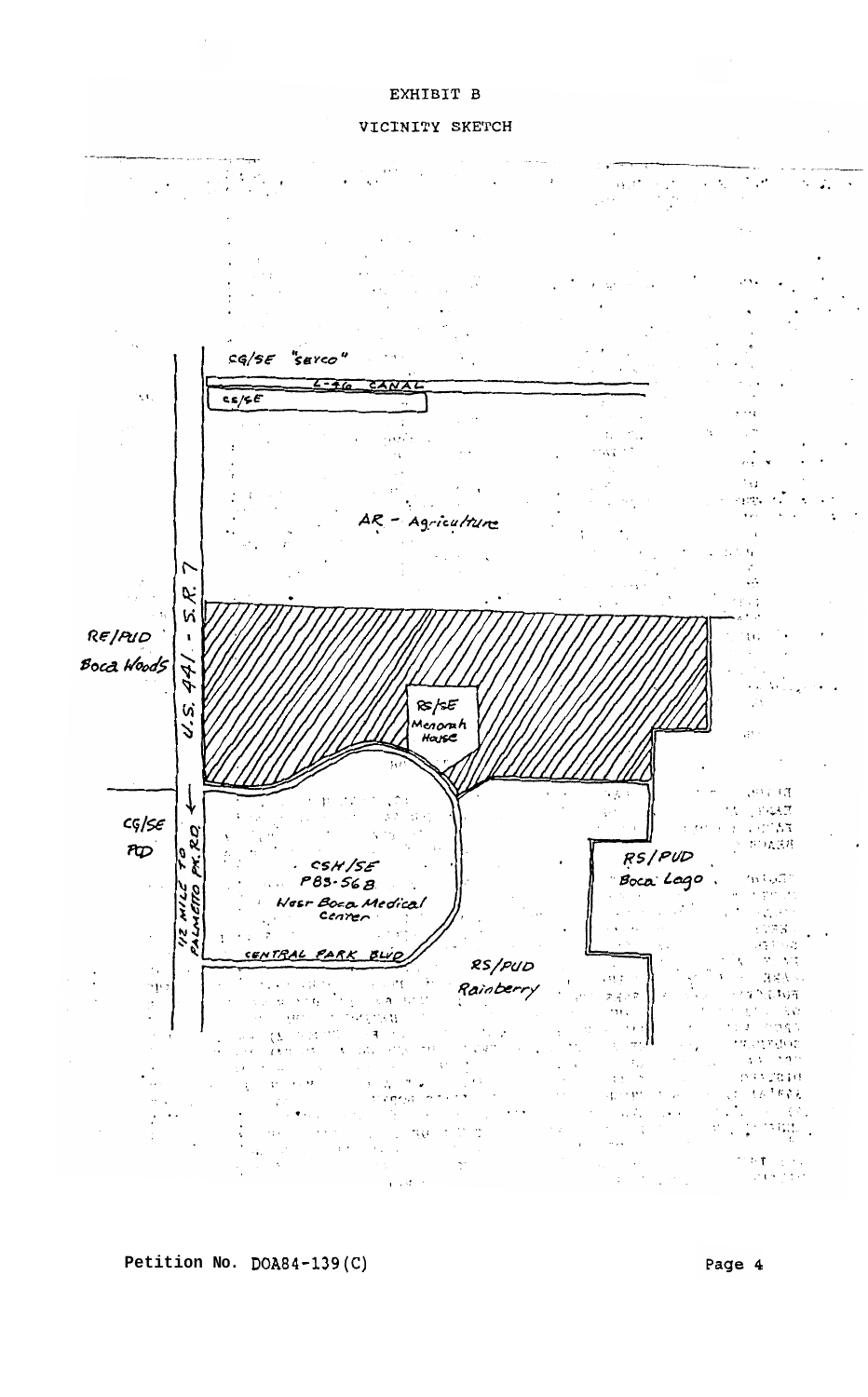EXHIBIT B

VICINITY SKETCH

CG/SE "SEYCO"

L-46 CANAL

CS/SE

AR - Agriculture

RE/PUD Boca Woods

U.S. 441 - S.R. 7

RS/SE Menorah House

CG/SE PD

1/2 MILE TO PALMETTO PK. RD.

CSH/SE PB3-56B West Boca Medical Center

RS/PUD Boca Lago

CENTRAL PARK BLVD

RS/PUD Rainberry

Petition No. DOA84-139(C)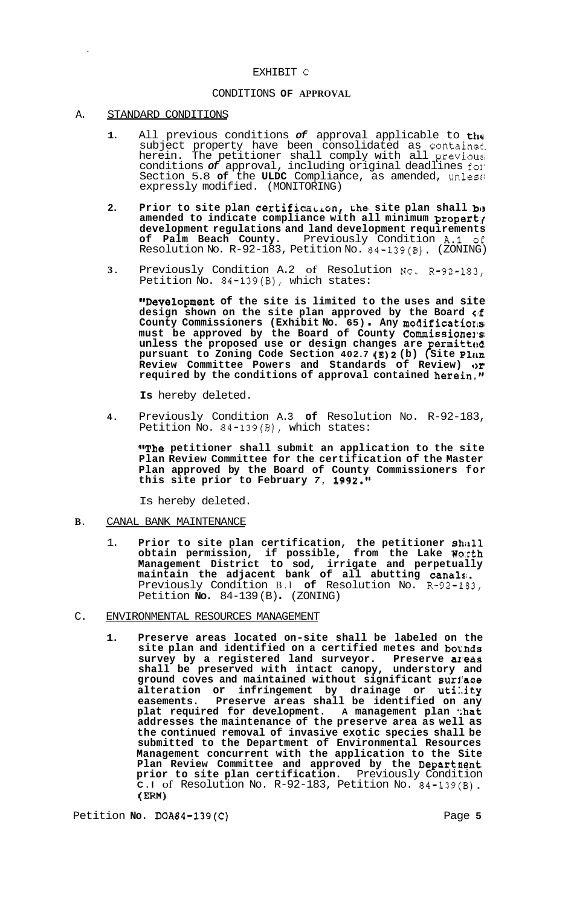EXHIBIT C

CONDITIONS **OF APPROVAL**

A. STANDARD CONDITIONS

1. All previous conditions *of* approval applicable to the subject property have been consolidated as contained herein. The petitioner shall comply with all previous conditions *of* approval, including original deadlines for Section 5.8 **of** the **ULDC** Compliance, as amended, unless expressly modified. (MONITORING)

2. **Prior to site plan certification, the site plan shall be amended to indicate compliance with all minimum property development regulations and land development requirements of Palm Beach County.** Previously Condition A.1 of Resolution No. R-92-183, Petition No. 84-139(B). (ZONING)

3. Previously Condition A.2 of Resolution No. R-92-183, Petition No. 84-139(B), which states:

   **"Development of the site is limited to the uses and site design shown on the site plan approved by the Board of County Commissioners (Exhibit No. 65). Any modifications must be approved by the Board of County Commissioners unless the proposed use or design changes are permitted pursuant to Zoning Code Section 402.7 (E)2 (b) (Site Plan Review Committee Powers and Standards of Review) or required by the conditions of approval contained herein."**

   **Is** hereby deleted.

4. Previously Condition A.3 **of** Resolution No. R-92-183, Petition No. 84-139(B), which states:

   **"The petitioner shall submit an application to the site Plan Review Committee for the certification of the Master Plan approved by the Board of County Commissioners for this site prior to February 7, 1992."**

   Is hereby deleted.

B. CANAL BANK MAINTENANCE

1. **Prior to site plan certification, the petitioner shall obtain permission, if possible, from the Lake Worth Management District to sod, irrigate and perpetually maintain the adjacent bank of all abutting canals.** Previously Condition B.1 **of** Resolution No. R-92-183, Petition **No.** 84-139(B). (ZONING)

C. ENVIRONMENTAL RESOURCES MANAGEMENT

1. **Preserve areas located on-site shall be labeled on the site plan and identified on a certified metes and bounds survey by a registered land surveyor. Preserve areas shall be preserved with intact canopy, understory and ground coves and maintained without significant surface alteration or infringement by drainage or utility easements. Preserve areas shall be identified on any plat required for development. A management plan that addresses the maintenance of the preserve area as well as the continued removal of invasive exotic species shall be submitted to the Department of Environmental Resources Management concurrent with the application to the Site Plan Review Committee and approved by the Department prior to site plan certification.** Previously Condition C.1 of Resolution No. R-92-183, Petition No. 84-139(B). (ERM)

Petition **No.** DOA84-139(C)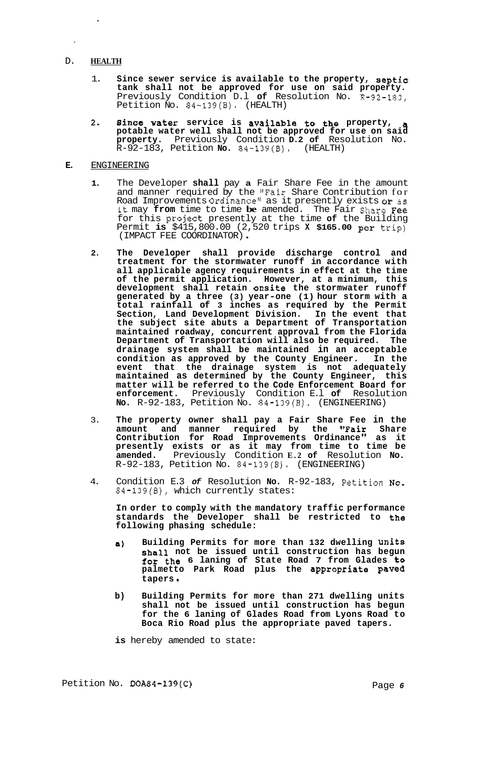## D. HEALTH

1. **Since sewer service is available to the property, septic tank shall not be approved for use on said property.** Previously Condition D.1 **of** Resolution No. R-92-183, Petition No. 84-139(B). (HEALTH)

2. **Since water service is available to the property, a potable water well shall not be approved for use on said property.** Previously Condition **D.2 of** Resolution No. R-92-183, Petition **No.** 84-139(B). (HEALTH)

## E. ENGINEERING

1. The Developer **shall** pay **a** Fair Share Fee in the amount and manner required by the "Fair Share Contribution for Road Improvements Ordinance" as it presently exists or as it may **from** time to time **be** amended. The Fair Share **Fee** for this project presently at the time **of** the Building Permit **is** $415,800.00 (2,520 trips **X $165.00** per trip) (IMPACT FEE COORDINATOR).

2. **The Developer shall provide discharge control and treatment for the stormwater runoff in accordance with all applicable agency requirements in effect at the time of the permit application. However, at a minimum, this development shall retain onsite the stormwater runoff generated by a three (3) year-one (1) hour storm with a total rainfall of 3 inches as required by the Permit Section, Land Development Division. In the event that the subject site abuts a Department of Transportation maintained roadway, concurrent approval from the Florida Department of Transportation will also be required. The drainage system shall be maintained in an acceptable condition as approved by the County Engineer. In the event that the drainage system is not adequately maintained as determined by the County Engineer, this matter will be referred to the Code Enforcement Board for enforcement.** Previously Condition E.1 **of** Resolution **No.** R-92-183, Petition No. 84-139(B). (ENGINEERING)

3. **The property owner shall pay a Fair Share Fee in the amount and manner required by the "Fair Share Contribution for Road Improvements Ordinance" as it presently exists or as it may from time to time be amended.** Previously Condition **E.2 of** Resolution **No.** R-92-183, Petition No. 84-139(B). (ENGINEERING)

4. Condition E.3 ***of*** Resolution **No.** R-92-183, Petition No. 84-139(B), which currently states:

   **In order to comply with the mandatory traffic performance standards the Developer shall be restricted to the following phasing schedule:**

   **a) Building Permits for more than 132 dwelling units shall not be issued until construction has begun for the 6 laning of State Road 7 from Glades to palmetto Park Road plus the appropriate paved tapers.**

   **b) Building Permits for more than 271 dwelling units shall not be issued until construction has begun for the 6 laning of Glades Road from Lyons Road to Boca Rio Road plus the appropriate paved tapers.**

   **is** hereby amended to state: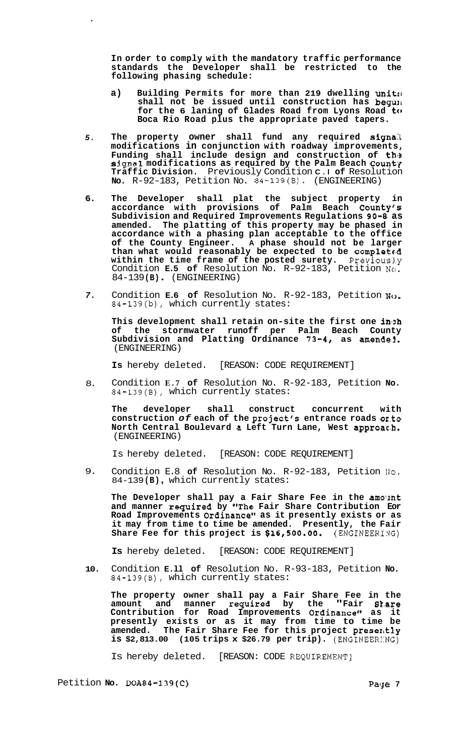**In order to comply with the mandatory traffic performance standards the Developer shall be restricted to the following phasing schedule:**

a) **Building Permits for more than 219 dwelling units shall not be issued until construction has begun for the 6 laning of Glades Road from Lyons Road to Boca Rio Road plus the appropriate paved tapers.**

5. **The property owner shall fund any required signal modifications in conjunction with roadway improvements, Funding shall include design and construction of the signal modifications as required by the Palm Beach County Traffic Division.** Previously Condition **C.1 of** Resolution **No.** R-92-183, Petition No. 84-139(B). (ENGINEERING)

6. **The Developer shall plat the subject property in accordance with provisions of Palm Beach County's Subdivision and Required Improvements Regulations 90-8 as amended. The platting of this property may be phased in accordance with a phasing plan acceptable to the office of the County Engineer. A phase should not be larger than what would reasonably be expected to be completed within the time frame of the posted surety.** Previously Condition **E.5 of** Resolution No. R-92-183, Petition No. 84-139**(B).** (ENGINEERING)

7. Condition **E.6 of** Resolution No. R-92-183, Petition No. 84-139(b), which currently states:

   **This development shall retain on-site the first one inch of the stormwater runoff per Palm Beach County Subdivision and Platting Ordinance 73-4, as amended.** (ENGINEERING)

   **Is** hereby deleted. [REASON: CODE REQUIREMENT]

8. Condition E.7 **of** Resolution No. R-92-183, Petition **No.** 84-139(B), which currently states:

   **The developer shall construct concurrent with construction *of* each of the project's entrance roads onto North Central Boulevard a Left Turn Lane, West approach.** (ENGINEERING)

   Is hereby deleted. [REASON: CODE REQUIREMENT]

9. Condition E.8 **of** Resolution No. R-92-183, Petition No. 84-139**(B),** which currently states:

   **The Developer shall pay a Fair Share Fee in the amount and manner required by "The Fair Share Contribution For Road Improvements Ordinance" as it presently exists or as it may from time to time be amended. Presently, the Fair Share Fee for this project is $16,500.00.** (ENGINEERING)

   **Is** hereby deleted. [REASON: CODE REQUIREMENT]

10. Condition **E.11 of** Resolution No. R-93-183, Petition **No.** 84-139(B), which currently states:

    **The property owner shall pay a Fair Share Fee in the amount and manner required by the "Fair Share Contribution for Road Improvements Ordinance" as it presently exists or as it may from time to time be amended. The Fair Share Fee for this project presently is $2,813.00 (105 trips x $26.79 per trip).** (ENGINEERING)

    Is hereby deleted. [REASON: CODE REQUIREMENT]

Petition **No.** DOA84-139(C)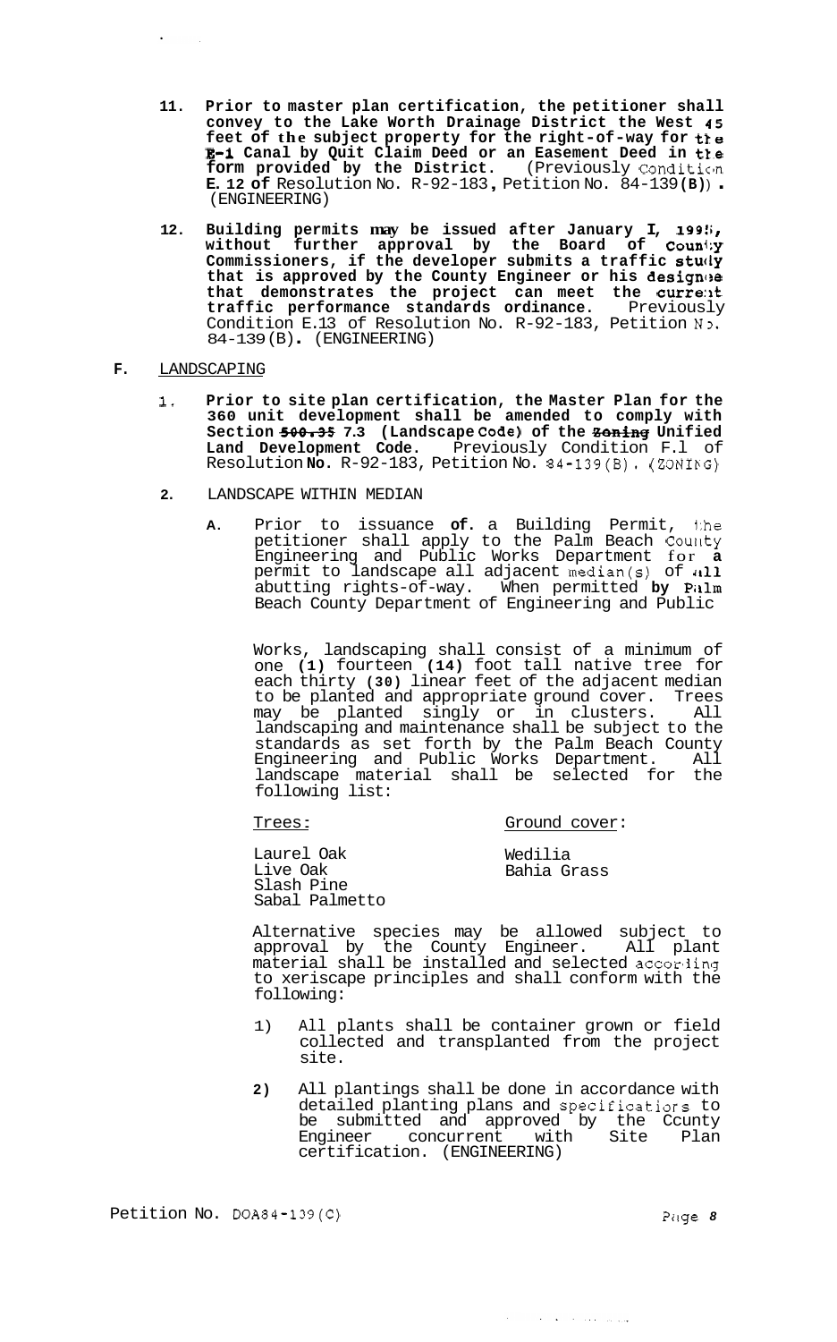11. **Prior to master plan certification, the petitioner shall convey to the Lake Worth Drainage District the West 45 feet of the subject property for the right-of-way for the E-1 Canal by Quit Claim Deed or an Easement Deed in the form provided by the District.** (Previously Condition E. 12 of Resolution No. R-92-183, Petition No. 84-139(B)). (ENGINEERING)

12. **Building permits may be issued after January I, 1995, without further approval by the Board of County Commissioners, if the developer submits a traffic study that is approved by the County Engineer or his designee that demonstrates the project can meet the current traffic performance standards ordinance.** Previously Condition E.13 of Resolution No. R-92-183, Petition No. 84-139(B). (ENGINEERING)

**F.** LANDSCAPING

1. **Prior to site plan certification, the Master Plan for the 360 unit development shall be amended to comply with Section ~~500.35~~ 7.3 (Landscape Code) of the ~~Zoning~~ Unified Land Development Code.** Previously Condition F.l of Resolution **No.** R-92-183, Petition No. 84-139(B). (ZONING)

2. LANDSCAPE WITHIN MEDIAN

   A. Prior to issuance **of.** a Building Permit, the petitioner shall apply to the Palm Beach County Engineering and Public Works Department for **a** permit to landscape all adjacent median(s) of all abutting rights-of-way. When permitted **by** Palm Beach County Department of Engineering and Public Works, landscaping shall consist of a minimum of one **(1)** fourteen **(14)** foot tall native tree for each thirty **(30)** linear feet of the adjacent median to be planted and appropriate ground cover. Trees may be planted singly or in clusters. All landscaping and maintenance shall be subject to the standards as set forth by the Palm Beach County Engineering and Public Works Department. All landscape material shall be selected for the following list:

   | Trees: | Ground cover: |
   |---|---|
   | Laurel Oak | Wedilia |
   | Live Oak | Bahia Grass |
   | Slash Pine | |
   | Sabal Palmetto | |

   Alternative species may be allowed subject to approval by the County Engineer. All plant material shall be installed and selected according to xeriscape principles and shall conform with the following:

   1) All plants shall be container grown or field collected and transplanted from the project site.

   **2)** All plantings shall be done in accordance with detailed planting plans and specifications to be submitted and approved by the Ccunty Engineer concurrent with Site Plan certification. (ENGINEERING)

Petition No. DOA84-139(C)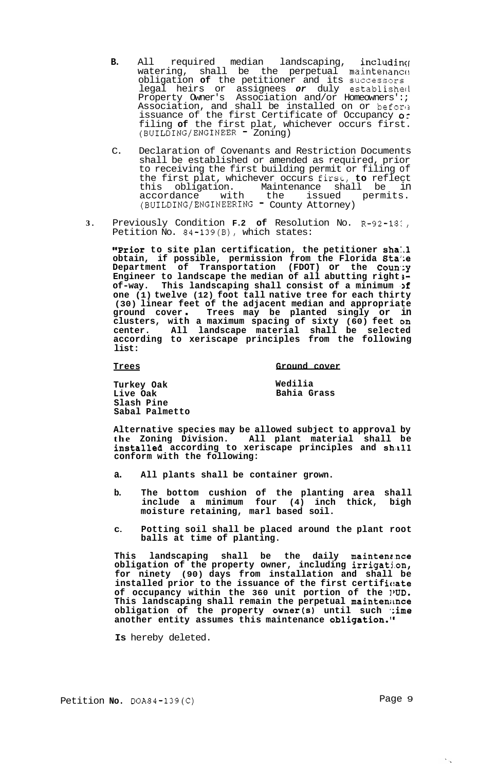B. All required median landscaping, including watering, shall be the perpetual maintenance obligation **of** the petitioner and its successors legal heirs or assignees *or* duly established Property Owner's Association and/or Homeowners'; Association, and shall be installed on or before issuance of the first Certificate of Occupancy or filing **of** the first plat, whichever occurs first. (BUILDING/ENGINEER - Zoning)

C. Declaration of Covenants and Restriction Documents shall be established or amended as required, prior to receiving the first building permit or filing of the first plat, whichever occurs first, **to** reflect this obligation. Maintenance shall be in accordance with the issued permits. (BUILDING/ENGINEERING - County Attorney)

3. Previously Condition **F.2 of** Resolution No. R-92-18?, Petition No. 84-139(B), which states:

**"Prior to site plan certification, the petitioner shall obtain, if possible, permission from the Florida State Department of Transportation (FDOT) or the County Engineer to landscape the median of all abutting rights-of-way. This landscaping shall consist of a minimum of one (1) twelve (12) foot tall native tree for each thirty (30) linear feet of the adjacent median and appropriate ground cover. Trees may be planted singly or in clusters, with a maximum spacing of sixty (60) feet on center. All landscape material shall be selected according to xeriscape principles from the following list:**

| **Trees** | **Ground cover** |
|---|---|
| **Turkey Oak** | **Wedilia** |
| **Live Oak** | **Bahia Grass** |
| **Slash Pine** | |
| **Sabal Palmetto** | |

**Alternative species may be allowed subject to approval by the Zoning Division. All plant material shall be installed according to xeriscape principles and shall conform with the following:**

**a. All plants shall be container grown.**

**b. The bottom cushion of the planting area shall include a minimum four (4) inch thick, bigh moisture retaining, marl based soil.**

**c. Potting soil shall be placed around the plant root balls at time of planting.**

**This landscaping shall be the daily maintenance obligation of the property owner, including irrigation, for ninety (90) days from installation and shall be installed prior to the issuance of the first certificate of occupancy within the 360 unit portion of the PUD. This landscaping shall remain the perpetual maintenance obligation of the property owner(s) until such time another entity assumes this maintenance obligation."**

**Is** hereby deleted.

Petition **No.** DOA84-139(C)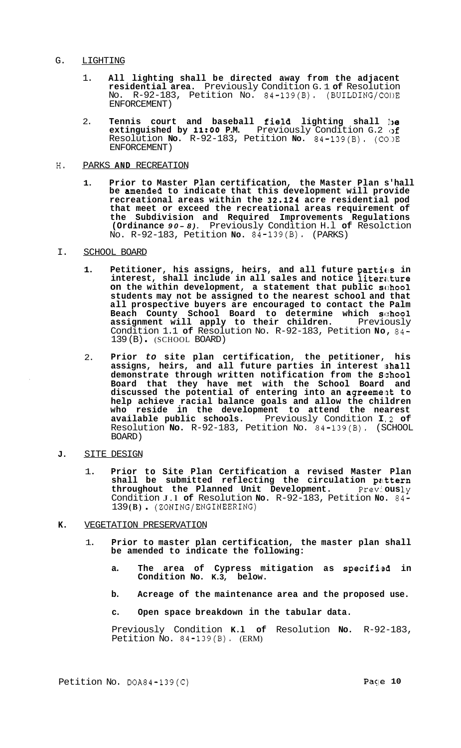G. LIGHTING

1. **All lighting shall be directed away from the adjacent residential area.** Previously Condition G.1 **of** Resolution No. R-92-183, Petition No. 84-139(B). (BUILDING/CODE ENFORCEMENT)

2. **Tennis court and baseball field lighting shall be extinguished by 11:00 P.M.** Previously Condition G.2 of Resolution **No.** R-92-183, Petition **No.** 84-139(B). (CODE ENFORCEMENT)

H. PARKS **AND** RECREATION

1. **Prior to Master Plan certification, the Master Plan shall be amended to indicate that this development will provide recreational areas within the 32.124 acre residential pod that meet or exceed the recreational areas requirement of the Subdivision and Required Improvements Regulations (Ordinance *90-8).*** Previously Condition H.1 **of** Resolution No. R-92-183, Petition **No.** 84-139(B). (PARKS)

I. SCHOOL BOARD

1. **Petitioner, his assigns, heirs, and all future parties in interest, shall include in all sales and notice literature on the within development, a statement that public school students may not be assigned to the nearest school and that all prospective buyers are encouraged to contact the Palm Beach County School Board to determine which school assignment will apply to their children.** Previously Condition I.1 **of** Resolution No. R-92-183, Petition **No,** 84-139(B)**.** (SCHOOL BOARD)

2. **Prior *to* site plan certification, the petitioner, his assigns, heirs, and all future parties in interest shall demonstrate through written notification from the School Board that they have met with the School Board and discussed the potential of entering into an agreement to help achieve racial balance goals and allow the children who reside in the development to attend the nearest available public schools.** Previously Condition **I.**2 **of** Resolution **No.** R-92-183, Petition No. 84-139(B). (SCHOOL BOARD)

**J.** SITE DESIGN

1. **Prior to Site Plan Certification a revised Master Plan shall be submitted reflecting the circulation pattern throughout the Planned Unit Development.** Previously Condition **J.1 of** Resolution **No.** R-92-183, Petition **No.** 84-139**(B).** (ZONING/ENGINEERING)

**K.** VEGETATION PRESERVATION

1. **Prior to master plan certification, the master plan shall be amended to indicate the following:**

   **a. The area of Cypress mitigation as specified in Condition No. K.3, below.**

   **b. Acreage of the maintenance area and the proposed use.**

   **c. Open space breakdown in the tabular data.**

   Previously Condition **K.1 of** Resolution **No.** R-92-183, Petition No. 84-139(B). (ERM)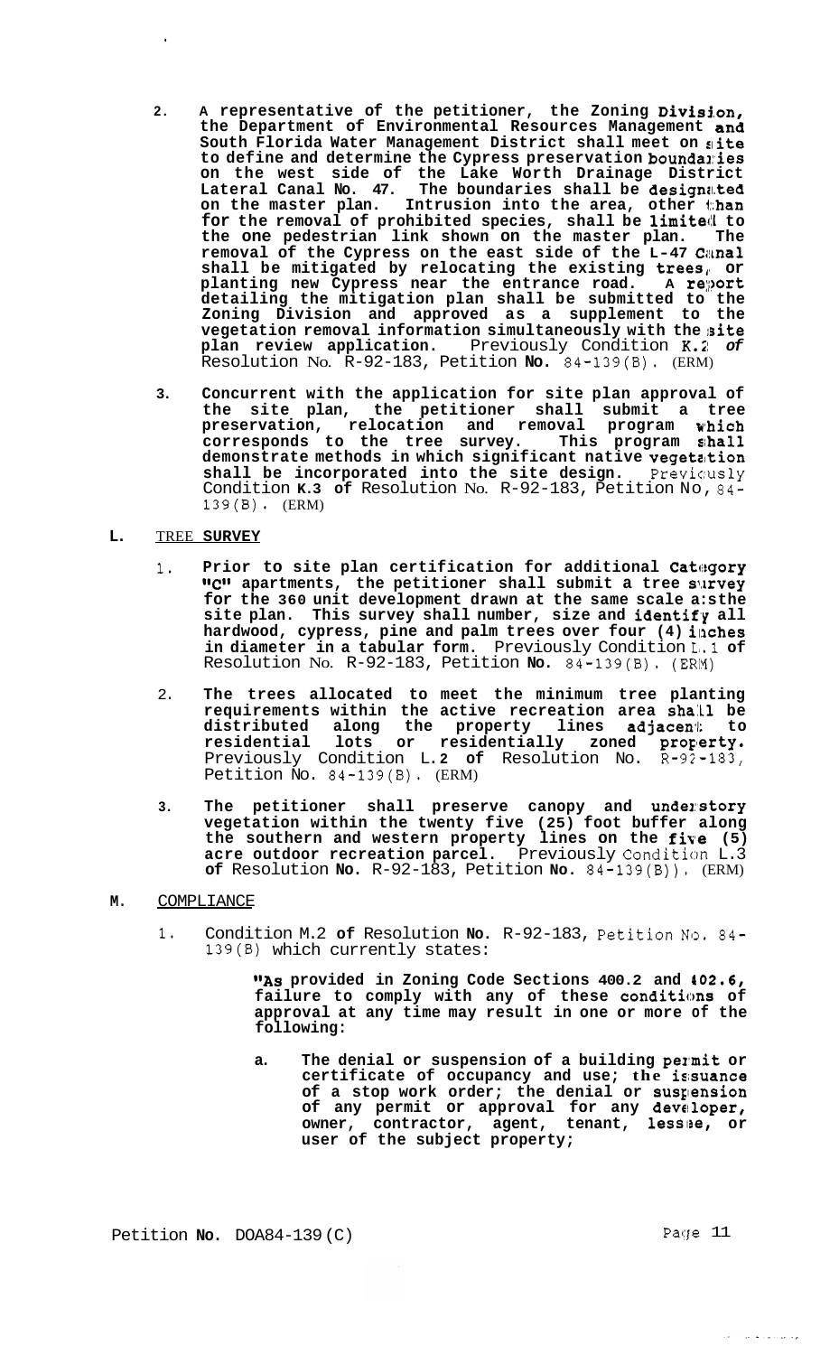2. **A representative of the petitioner, the Zoning Division, the Department of Environmental Resources Management and South Florida Water Management District shall meet on site to define and determine the Cypress preservation boundaries on the west side of the Lake Worth Drainage District Lateral Canal No. 47. The boundaries shall be designated on the master plan. Intrusion into the area, other than for the removal of prohibited species, shall be limited to the one pedestrian link shown on the master plan. The removal of the Cypress on the east side of the L-47 Canal shall be mitigated by relocating the existing trees, or planting new Cypress near the entrance road. A report detailing the mitigation plan shall be submitted to the Zoning Division and approved as a supplement to the vegetation removal information simultaneously with the site plan review application.** Previously Condition K.2 **of** Resolution No. R-92-183, Petition **No.** 84-139(B). (ERM)

3. **Concurrent with the application for site plan approval of the site plan, the petitioner shall submit a tree preservation, relocation and removal program which corresponds to the tree survey. This program shall demonstrate methods in which significant native vegetation shall be incorporated into the site design.** Previously Condition **K.3 of** Resolution No. R-92-183, Petition No, 84-139(B). (ERM)

**L.** TREE **SURVEY**

1. **Prior to site plan certification for additional Category "C" apartments, the petitioner shall submit a tree survey for the 360 unit development drawn at the same scale as the site plan. This survey shall number, size and identify all hardwood, cypress, pine and palm trees over four (4) inches in diameter in a tabular form.** Previously Condition L.1 **of** Resolution No. R-92-183, Petition **No.** 84-139(B). (ERM)

2. **The trees allocated to meet the minimum tree planting requirements within the active recreation area shall be distributed along the property lines adjacent to residential lots or residentially zoned property.** Previously Condition L.**2 of** Resolution No. R-92-183, Petition No. 84-139(B). (ERM)

3. **The petitioner shall preserve canopy and understory vegetation within the twenty five (25) foot buffer along the southern and western property lines on the five (5) acre outdoor recreation parcel.** Previously Condition L.3 **of** Resolution **No.** R-92-183, Petition **No.** 84-139(B)). (ERM)

**M.** COMPLIANCE

1. Condition M.2 **of** Resolution **No.** R-92-183, Petition No. 84-139(B) which currently states:

   **"As provided in Zoning Code Sections 400.2 and 402.6, failure to comply with any of these conditions of approval at any time may result in one or more of the following:**

   a. **The denial or suspension of a building permit or certificate of occupancy and use; the issuance of a stop work order; the denial or suspension of any permit or approval for any developer, owner, contractor, agent, tenant, lessee, or user of the subject property;**

Petition **No.** DOA84-139(C)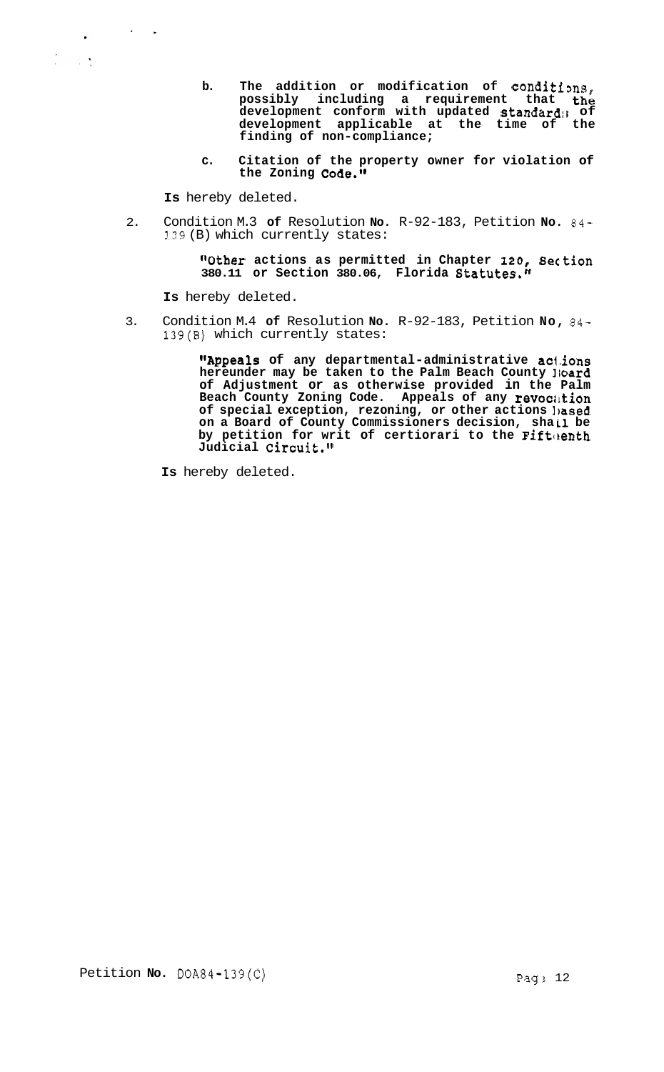b. **The addition or modification of conditions, possibly including a requirement that the development conform with updated standards of development applicable at the time of the finding of non-compliance;**

c. **Citation of the property owner for violation of the Zoning Code."**

**Is** hereby deleted.

2. Condition M.3 **of** Resolution **No.** R-92-183, Petition **No.** 84-139 (B) which currently states:

   **"Other actions as permitted in Chapter 120, Section 380.11 or Section 380.06, Florida Statutes."**

   **Is** hereby deleted.

3. Condition M.4 **of** Resolution **No.** R-92-183, Petition **No,** 84-139(B) which currently states:

   **"Appeals of any departmental-administrative actions hereunder may be taken to the Palm Beach County Board of Adjustment or as otherwise provided in the Palm Beach County Zoning Code. Appeals of any revocation of special exception, rezoning, or other actions based on a Board of County Commissioners decision, shall be by petition for writ of certiorari to the Fifteenth Judicial Circuit."**

   **Is** hereby deleted.

Petition **No.** DOA84-139(C)